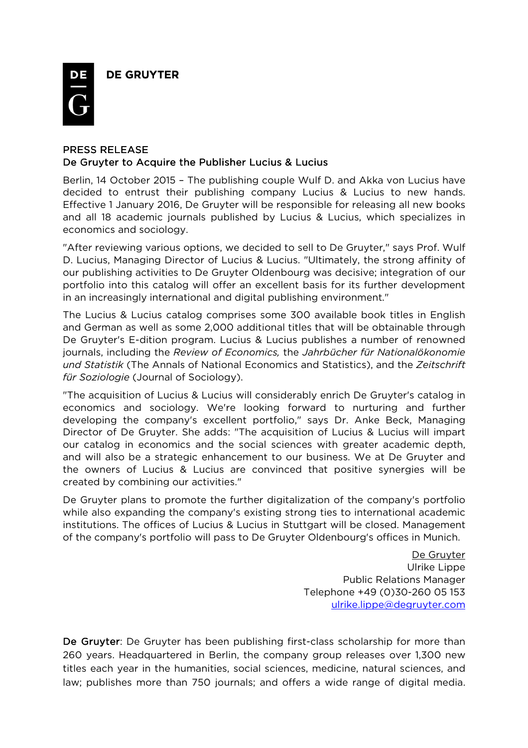DE GRUYTER

# PRESS RELEASE

## De Gruyter to Acquire the Publisher Lucius & Lucius

Berlin, 14 October 2015 – The publishing couple Wulf D. and Akka von Lucius have decided to entrust their publishing company Lucius & Lucius to new hands. Effective 1 January 2016, De Gruyter will be responsible for releasing all new books and all 18 academic journals published by Lucius & Lucius, which specializes in economics and sociology.

"After reviewing various options, we decided to sell to De Gruyter," says Prof. Wulf D. Lucius, Managing Director of Lucius & Lucius. "Ultimately, the strong affinity of our publishing activities to De Gruyter Oldenbourg was decisive; integration of our portfolio into this catalog will offer an excellent basis for its further development in an increasingly international and digital publishing environment."

The Lucius & Lucius catalog comprises some 300 available book titles in English and German as well as some 2,000 additional titles that will be obtainable through De Gruyter's E-dition program. Lucius & Lucius publishes a number of renowned journals, including the *Review of Economics,* the *Jahrbücher für Nationalökonomie und Statistik* (The Annals of National Economics and Statistics), and the *Zeitschrift für Soziologie* (Journal of Sociology).

"The acquisition of Lucius & Lucius will considerably enrich De Gruyter's catalog in economics and sociology. We're looking forward to nurturing and further developing the company's excellent portfolio," says Dr. Anke Beck, Managing Director of De Gruyter. She adds: "The acquisition of Lucius & Lucius will impart our catalog in economics and the social sciences with greater academic depth, and will also be a strategic enhancement to our business. We at De Gruyter and the owners of Lucius & Lucius are convinced that positive synergies will be created by combining our activities."

De Gruyter plans to promote the further digitalization of the company's portfolio while also expanding the company's existing strong ties to international academic institutions. The offices of Lucius & Lucius in Stuttgart will be closed. Management of the company's portfolio will pass to De Gruyter Oldenbourg's offices in Munich.

De Gruyter
Ulrike Lippe
Public Relations Manager
Telephone +49 (0)30-260 05 153
ulrike.lippe@degruyter.com

**De Gruyter**: De Gruyter has been publishing first-class scholarship for more than 260 years. Headquartered in Berlin, the company group releases over 1,300 new titles each year in the humanities, social sciences, medicine, natural sciences, and law; publishes more than 750 journals; and offers a wide range of digital media.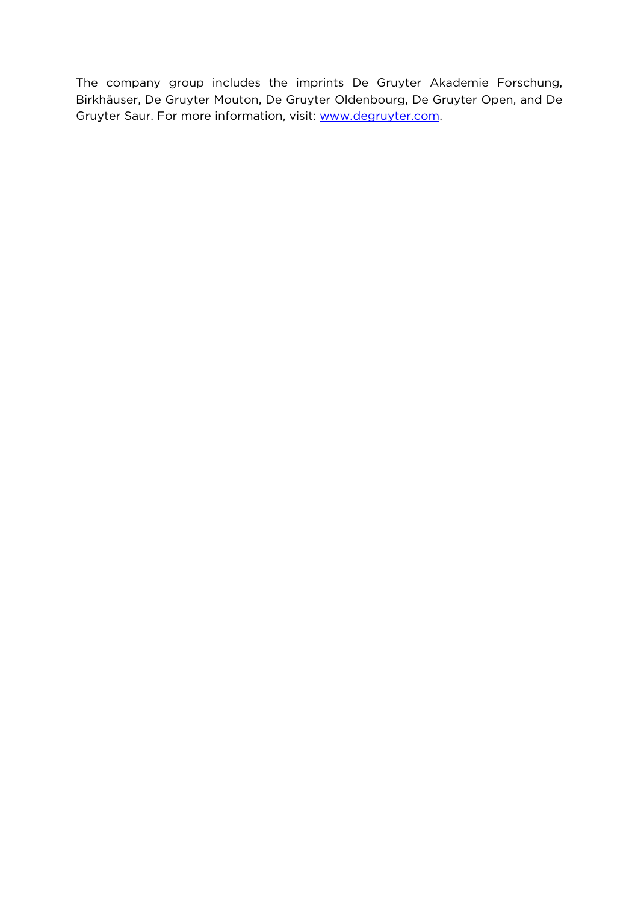The company group includes the imprints De Gruyter Akademie Forschung, Birkhäuser, De Gruyter Mouton, De Gruyter Oldenbourg, De Gruyter Open, and De Gruyter Saur. For more information, visit: [www.degruyter.com](http://www.degruyter.com).